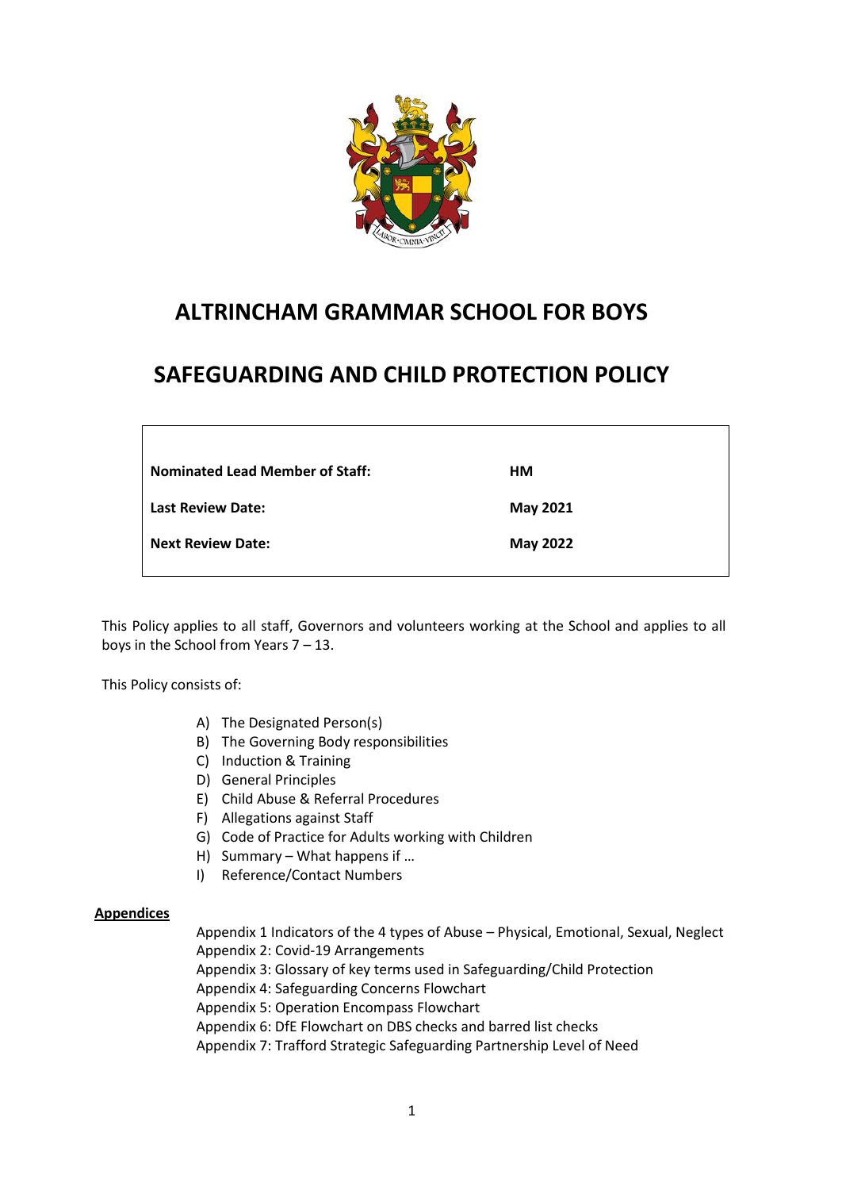# ALTRINCHAM GRAMMAR SCHOOL FOR BOYS

# SAFEGUARDING AND CHILD PROTECTION POLICY

| | |
|---|---|
| **Nominated Lead Member of Staff:** | **HM** |
| **Last Review Date:** | **May 2021** |
| **Next Review Date:** | **May 2022** |

This Policy applies to all staff, Governors and volunteers working at the School and applies to all boys in the School from Years 7 – 13.

This Policy consists of:

A) The Designated Person(s)
B) The Governing Body responsibilities
C) Induction & Training
D) General Principles
E) Child Abuse & Referral Procedures
F) Allegations against Staff
G) Code of Practice for Adults working with Children
H) Summary – What happens if …
I) Reference/Contact Numbers

**Appendices**

Appendix 1 Indicators of the 4 types of Abuse – Physical, Emotional, Sexual, Neglect
Appendix 2: Covid-19 Arrangements
Appendix 3: Glossary of key terms used in Safeguarding/Child Protection
Appendix 4: Safeguarding Concerns Flowchart
Appendix 5: Operation Encompass Flowchart
Appendix 6: DfE Flowchart on DBS checks and barred list checks
Appendix 7: Trafford Strategic Safeguarding Partnership Level of Need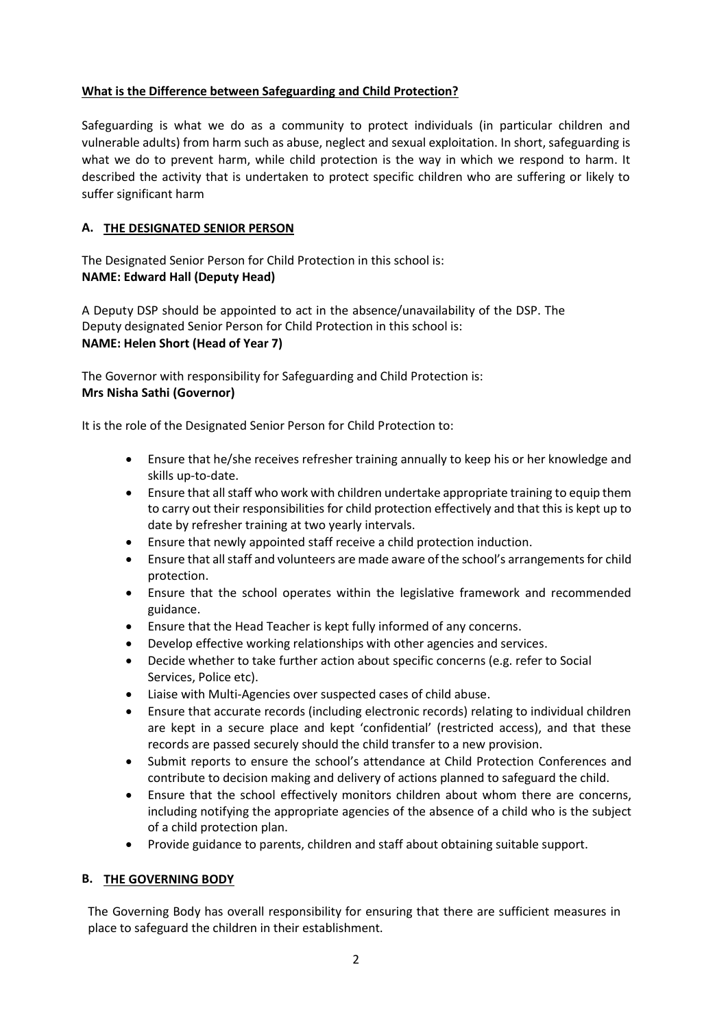**What is the Difference between Safeguarding and Child Protection?**

Safeguarding is what we do as a community to protect individuals (in particular children and vulnerable adults) from harm such as abuse, neglect and sexual exploitation. In short, safeguarding is what we do to prevent harm, while child protection is the way in which we respond to harm. It described the activity that is undertaken to protect specific children who are suffering or likely to suffer significant harm

## A. THE DESIGNATED SENIOR PERSON

The Designated Senior Person for Child Protection in this school is:
**NAME: Edward Hall (Deputy Head)**

A Deputy DSP should be appointed to act in the absence/unavailability of the DSP. The Deputy designated Senior Person for Child Protection in this school is:
**NAME: Helen Short (Head of Year 7)**

The Governor with responsibility for Safeguarding and Child Protection is:
**Mrs Nisha Sathi (Governor)**

It is the role of the Designated Senior Person for Child Protection to:

- Ensure that he/she receives refresher training annually to keep his or her knowledge and skills up-to-date.
- Ensure that all staff who work with children undertake appropriate training to equip them to carry out their responsibilities for child protection effectively and that this is kept up to date by refresher training at two yearly intervals.
- Ensure that newly appointed staff receive a child protection induction.
- Ensure that all staff and volunteers are made aware of the school's arrangements for child protection.
- Ensure that the school operates within the legislative framework and recommended guidance.
- Ensure that the Head Teacher is kept fully informed of any concerns.
- Develop effective working relationships with other agencies and services.
- Decide whether to take further action about specific concerns (e.g. refer to Social Services, Police etc).
- Liaise with Multi-Agencies over suspected cases of child abuse.
- Ensure that accurate records (including electronic records) relating to individual children are kept in a secure place and kept 'confidential' (restricted access), and that these records are passed securely should the child transfer to a new provision.
- Submit reports to ensure the school's attendance at Child Protection Conferences and contribute to decision making and delivery of actions planned to safeguard the child.
- Ensure that the school effectively monitors children about whom there are concerns, including notifying the appropriate agencies of the absence of a child who is the subject of a child protection plan.
- Provide guidance to parents, children and staff about obtaining suitable support.

## B. THE GOVERNING BODY

The Governing Body has overall responsibility for ensuring that there are sufficient measures in place to safeguard the children in their establishment.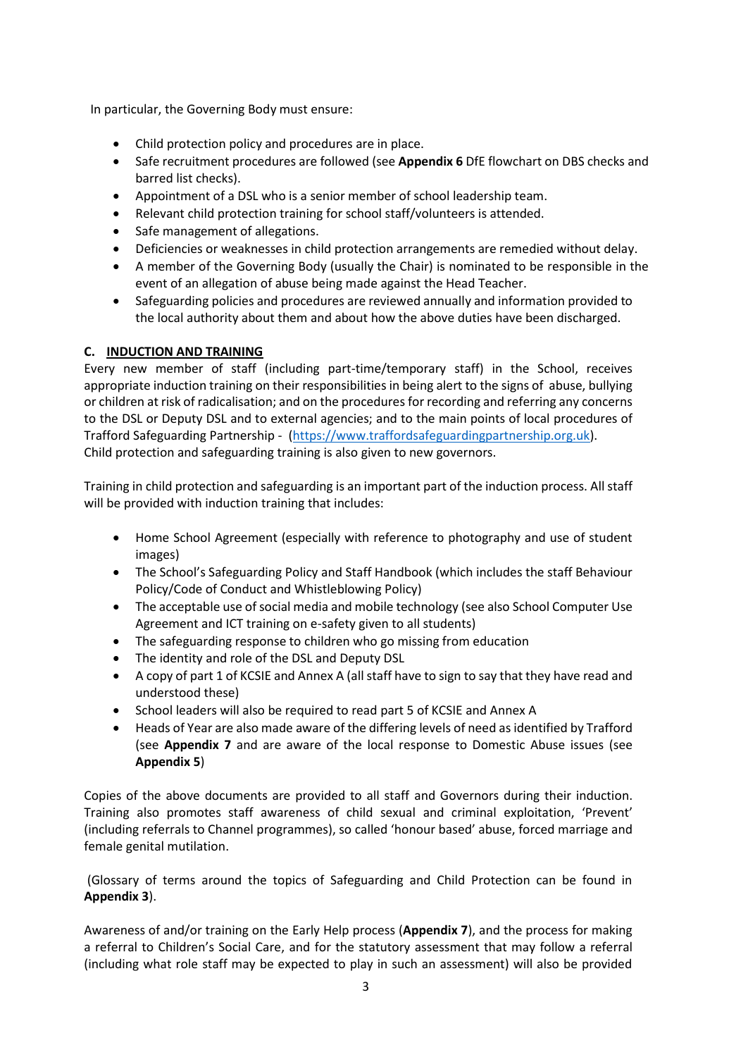In particular, the Governing Body must ensure:

- Child protection policy and procedures are in place.
- Safe recruitment procedures are followed (see **Appendix 6** DfE flowchart on DBS checks and barred list checks).
- Appointment of a DSL who is a senior member of school leadership team.
- Relevant child protection training for school staff/volunteers is attended.
- Safe management of allegations.
- Deficiencies or weaknesses in child protection arrangements are remedied without delay.
- A member of the Governing Body (usually the Chair) is nominated to be responsible in the event of an allegation of abuse being made against the Head Teacher.
- Safeguarding policies and procedures are reviewed annually and information provided to the local authority about them and about how the above duties have been discharged.

## C. INDUCTION AND TRAINING

Every new member of staff (including part-time/temporary staff) in the School, receives appropriate induction training on their responsibilities in being alert to the signs of abuse, bullying or children at risk of radicalisation; and on the procedures for recording and referring any concerns to the DSL or Deputy DSL and to external agencies; and to the main points of local procedures of Trafford Safeguarding Partnership - ([https://www.traffordsafeguardingpartnership.org.uk](https://www.traffordsafeguardingpartnership.org.uk)). Child protection and safeguarding training is also given to new governors.

Training in child protection and safeguarding is an important part of the induction process. All staff will be provided with induction training that includes:

- Home School Agreement (especially with reference to photography and use of student images)
- The School's Safeguarding Policy and Staff Handbook (which includes the staff Behaviour Policy/Code of Conduct and Whistleblowing Policy)
- The acceptable use of social media and mobile technology (see also School Computer Use Agreement and ICT training on e-safety given to all students)
- The safeguarding response to children who go missing from education
- The identity and role of the DSL and Deputy DSL
- A copy of part 1 of KCSIE and Annex A (all staff have to sign to say that they have read and understood these)
- School leaders will also be required to read part 5 of KCSIE and Annex A
- Heads of Year are also made aware of the differing levels of need as identified by Trafford (see **Appendix 7** and are aware of the local response to Domestic Abuse issues (see **Appendix 5**)

Copies of the above documents are provided to all staff and Governors during their induction. Training also promotes staff awareness of child sexual and criminal exploitation, 'Prevent' (including referrals to Channel programmes), so called 'honour based' abuse, forced marriage and female genital mutilation.

(Glossary of terms around the topics of Safeguarding and Child Protection can be found in **Appendix 3**).

Awareness of and/or training on the Early Help process (**Appendix 7**), and the process for making a referral to Children's Social Care, and for the statutory assessment that may follow a referral (including what role staff may be expected to play in such an assessment) will also be provided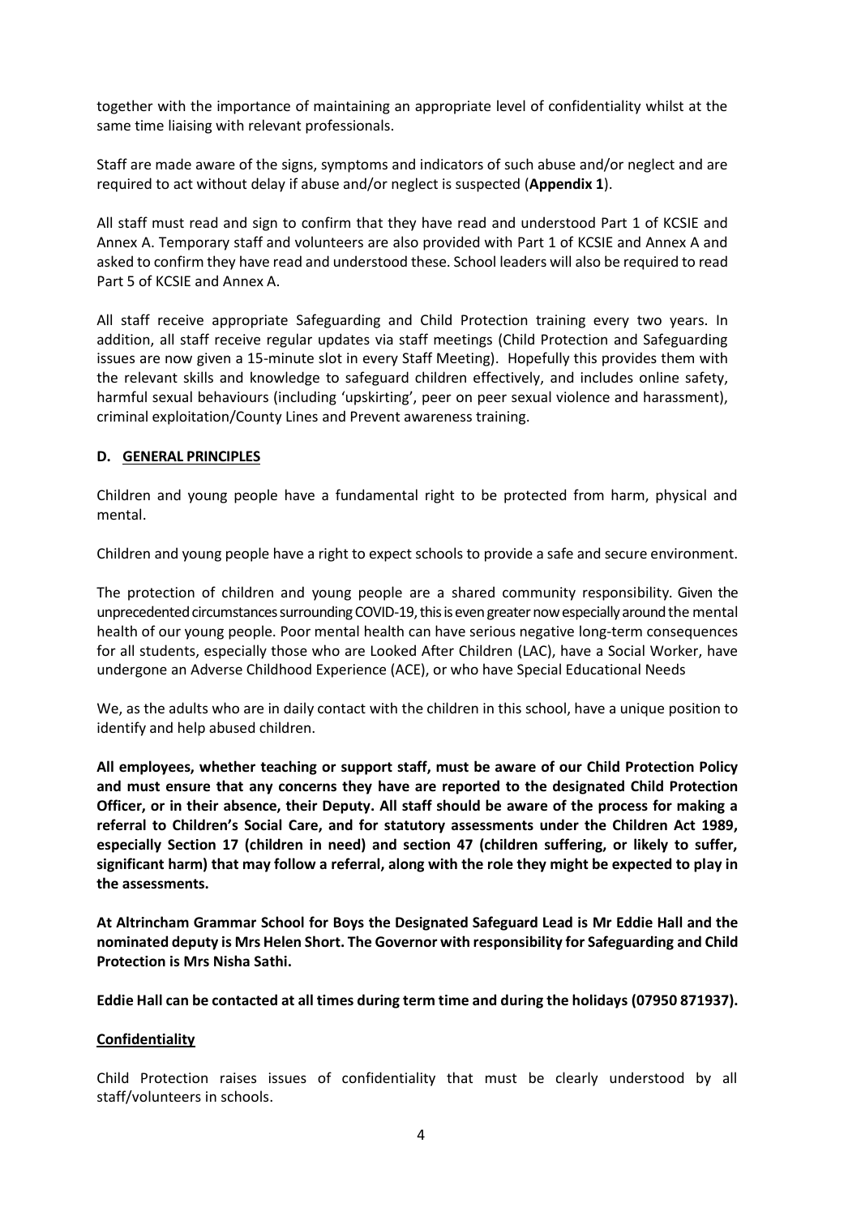together with the importance of maintaining an appropriate level of confidentiality whilst at the same time liaising with relevant professionals.

Staff are made aware of the signs, symptoms and indicators of such abuse and/or neglect and are required to act without delay if abuse and/or neglect is suspected (**Appendix 1**).

All staff must read and sign to confirm that they have read and understood Part 1 of KCSIE and Annex A. Temporary staff and volunteers are also provided with Part 1 of KCSIE and Annex A and asked to confirm they have read and understood these. School leaders will also be required to read Part 5 of KCSIE and Annex A.

All staff receive appropriate Safeguarding and Child Protection training every two years. In addition, all staff receive regular updates via staff meetings (Child Protection and Safeguarding issues are now given a 15-minute slot in every Staff Meeting). Hopefully this provides them with the relevant skills and knowledge to safeguard children effectively, and includes online safety, harmful sexual behaviours (including 'upskirting', peer on peer sexual violence and harassment), criminal exploitation/County Lines and Prevent awareness training.

## D. GENERAL PRINCIPLES

Children and young people have a fundamental right to be protected from harm, physical and mental.

Children and young people have a right to expect schools to provide a safe and secure environment.

The protection of children and young people are a shared community responsibility. Given the unprecedented circumstances surrounding COVID-19, this is even greater now especially around the mental health of our young people. Poor mental health can have serious negative long-term consequences for all students, especially those who are Looked After Children (LAC), have a Social Worker, have undergone an Adverse Childhood Experience (ACE), or who have Special Educational Needs

We, as the adults who are in daily contact with the children in this school, have a unique position to identify and help abused children.

**All employees, whether teaching or support staff, must be aware of our Child Protection Policy and must ensure that any concerns they have are reported to the designated Child Protection Officer, or in their absence, their Deputy. All staff should be aware of the process for making a referral to Children's Social Care, and for statutory assessments under the Children Act 1989, especially Section 17 (children in need) and section 47 (children suffering, or likely to suffer, significant harm) that may follow a referral, along with the role they might be expected to play in the assessments.**

**At Altrincham Grammar School for Boys the Designated Safeguard Lead is Mr Eddie Hall and the nominated deputy is Mrs Helen Short. The Governor with responsibility for Safeguarding and Child Protection is Mrs Nisha Sathi.**

**Eddie Hall can be contacted at all times during term time and during the holidays (07950 871937).**

### Confidentiality

Child Protection raises issues of confidentiality that must be clearly understood by all staff/volunteers in schools.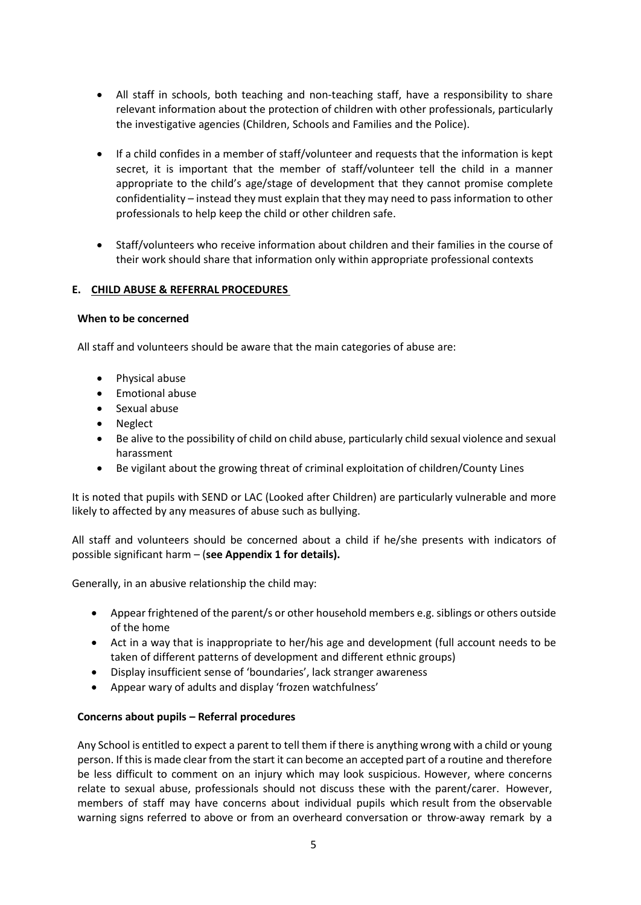- All staff in schools, both teaching and non-teaching staff, have a responsibility to share relevant information about the protection of children with other professionals, particularly the investigative agencies (Children, Schools and Families and the Police).
- If a child confides in a member of staff/volunteer and requests that the information is kept secret, it is important that the member of staff/volunteer tell the child in a manner appropriate to the child's age/stage of development that they cannot promise complete confidentiality – instead they must explain that they may need to pass information to other professionals to help keep the child or other children safe.
- Staff/volunteers who receive information about children and their families in the course of their work should share that information only within appropriate professional contexts

## E. CHILD ABUSE & REFERRAL PROCEDURES

**When to be concerned**

All staff and volunteers should be aware that the main categories of abuse are:

- Physical abuse
- Emotional abuse
- Sexual abuse
- Neglect
- Be alive to the possibility of child on child abuse, particularly child sexual violence and sexual harassment
- Be vigilant about the growing threat of criminal exploitation of children/County Lines

It is noted that pupils with SEND or LAC (Looked after Children) are particularly vulnerable and more likely to affected by any measures of abuse such as bullying.

All staff and volunteers should be concerned about a child if he/she presents with indicators of possible significant harm – (**see Appendix 1 for details).**

Generally, in an abusive relationship the child may:

- Appear frightened of the parent/s or other household members e.g. siblings or others outside of the home
- Act in a way that is inappropriate to her/his age and development (full account needs to be taken of different patterns of development and different ethnic groups)
- Display insufficient sense of 'boundaries', lack stranger awareness
- Appear wary of adults and display 'frozen watchfulness'

**Concerns about pupils – Referral procedures**

Any School is entitled to expect a parent to tell them if there is anything wrong with a child or young person. If this is made clear from the start it can become an accepted part of a routine and therefore be less difficult to comment on an injury which may look suspicious. However, where concerns relate to sexual abuse, professionals should not discuss these with the parent/carer. However, members of staff may have concerns about individual pupils which result from the observable warning signs referred to above or from an overheard conversation or throw-away remark by a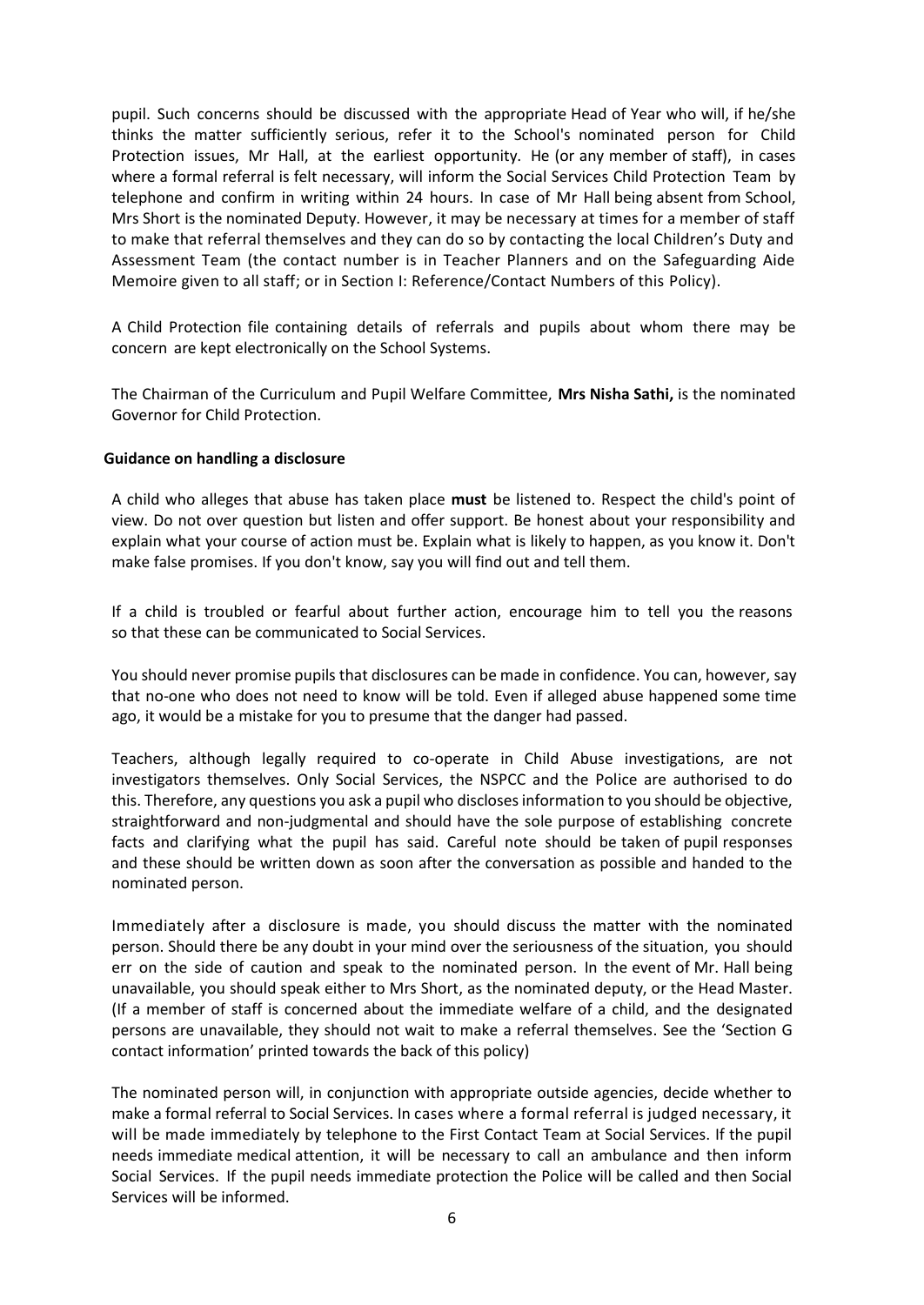pupil. Such concerns should be discussed with the appropriate Head of Year who will, if he/she thinks the matter sufficiently serious, refer it to the School's nominated person for Child Protection issues, Mr Hall, at the earliest opportunity. He (or any member of staff), in cases where a formal referral is felt necessary, will inform the Social Services Child Protection Team by telephone and confirm in writing within 24 hours. In case of Mr Hall being absent from School, Mrs Short is the nominated Deputy. However, it may be necessary at times for a member of staff to make that referral themselves and they can do so by contacting the local Children's Duty and Assessment Team (the contact number is in Teacher Planners and on the Safeguarding Aide Memoire given to all staff; or in Section I: Reference/Contact Numbers of this Policy).

A Child Protection file containing details of referrals and pupils about whom there may be concern are kept electronically on the School Systems.

The Chairman of the Curriculum and Pupil Welfare Committee, **Mrs Nisha Sathi,** is the nominated Governor for Child Protection.

**Guidance on handling a disclosure**

A child who alleges that abuse has taken place **must** be listened to. Respect the child's point of view. Do not over question but listen and offer support. Be honest about your responsibility and explain what your course of action must be. Explain what is likely to happen, as you know it. Don't make false promises. If you don't know, say you will find out and tell them.

If a child is troubled or fearful about further action, encourage him to tell you the reasons so that these can be communicated to Social Services.

You should never promise pupils that disclosures can be made in confidence. You can, however, say that no-one who does not need to know will be told. Even if alleged abuse happened some time ago, it would be a mistake for you to presume that the danger had passed.

Teachers, although legally required to co-operate in Child Abuse investigations, are not investigators themselves. Only Social Services, the NSPCC and the Police are authorised to do this. Therefore, any questions you ask a pupil who discloses information to you should be objective, straightforward and non-judgmental and should have the sole purpose of establishing concrete facts and clarifying what the pupil has said. Careful note should be taken of pupil responses and these should be written down as soon after the conversation as possible and handed to the nominated person.

Immediately after a disclosure is made, you should discuss the matter with the nominated person. Should there be any doubt in your mind over the seriousness of the situation, you should err on the side of caution and speak to the nominated person. In the event of Mr. Hall being unavailable, you should speak either to Mrs Short, as the nominated deputy, or the Head Master. (If a member of staff is concerned about the immediate welfare of a child, and the designated persons are unavailable, they should not wait to make a referral themselves. See the 'Section G contact information' printed towards the back of this policy)

The nominated person will, in conjunction with appropriate outside agencies, decide whether to make a formal referral to Social Services. In cases where a formal referral is judged necessary, it will be made immediately by telephone to the First Contact Team at Social Services. If the pupil needs immediate medical attention, it will be necessary to call an ambulance and then inform Social Services. If the pupil needs immediate protection the Police will be called and then Social Services will be informed.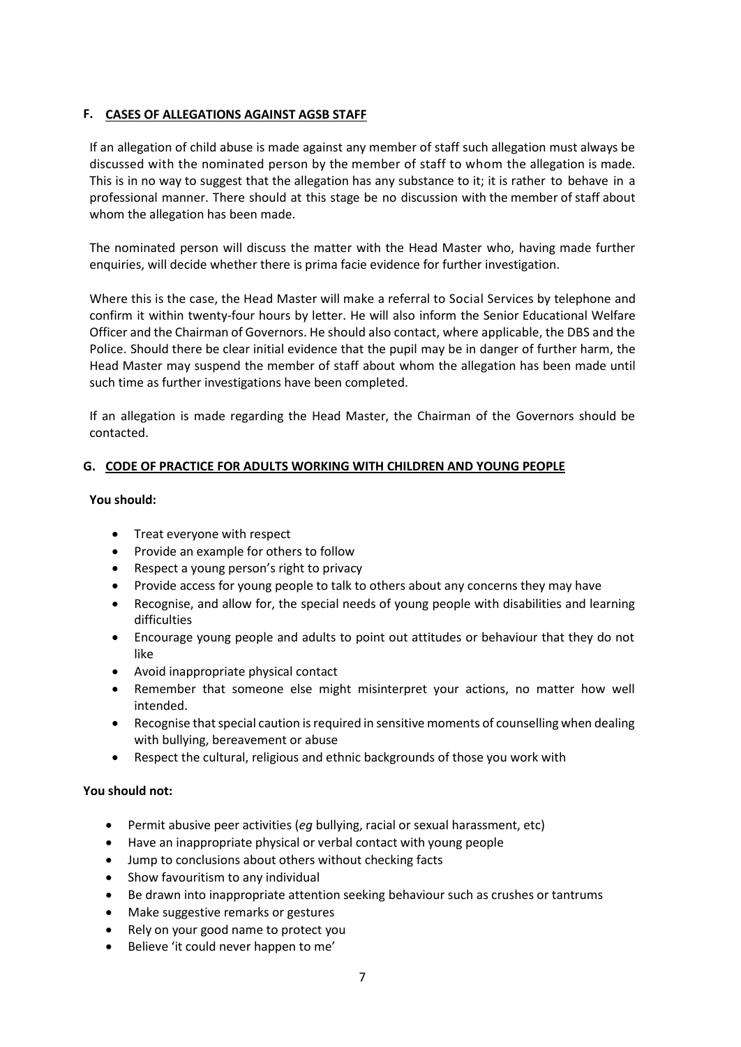## F. CASES OF ALLEGATIONS AGAINST AGSB STAFF

If an allegation of child abuse is made against any member of staff such allegation must always be discussed with the nominated person by the member of staff to whom the allegation is made. This is in no way to suggest that the allegation has any substance to it; it is rather to behave in a professional manner. There should at this stage be no discussion with the member of staff about whom the allegation has been made.

The nominated person will discuss the matter with the Head Master who, having made further enquiries, will decide whether there is prima facie evidence for further investigation.

Where this is the case, the Head Master will make a referral to Social Services by telephone and confirm it within twenty-four hours by letter. He will also inform the Senior Educational Welfare Officer and the Chairman of Governors. He should also contact, where applicable, the DBS and the Police. Should there be clear initial evidence that the pupil may be in danger of further harm, the Head Master may suspend the member of staff about whom the allegation has been made until such time as further investigations have been completed.

If an allegation is made regarding the Head Master, the Chairman of the Governors should be contacted.

## G. CODE OF PRACTICE FOR ADULTS WORKING WITH CHILDREN AND YOUNG PEOPLE

**You should:**

- Treat everyone with respect
- Provide an example for others to follow
- Respect a young person's right to privacy
- Provide access for young people to talk to others about any concerns they may have
- Recognise, and allow for, the special needs of young people with disabilities and learning difficulties
- Encourage young people and adults to point out attitudes or behaviour that they do not like
- Avoid inappropriate physical contact
- Remember that someone else might misinterpret your actions, no matter how well intended.
- Recognise that special caution is required in sensitive moments of counselling when dealing with bullying, bereavement or abuse
- Respect the cultural, religious and ethnic backgrounds of those you work with

**You should not:**

- Permit abusive peer activities (*eg* bullying, racial or sexual harassment, etc)
- Have an inappropriate physical or verbal contact with young people
- Jump to conclusions about others without checking facts
- Show favouritism to any individual
- Be drawn into inappropriate attention seeking behaviour such as crushes or tantrums
- Make suggestive remarks or gestures
- Rely on your good name to protect you
- Believe 'it could never happen to me'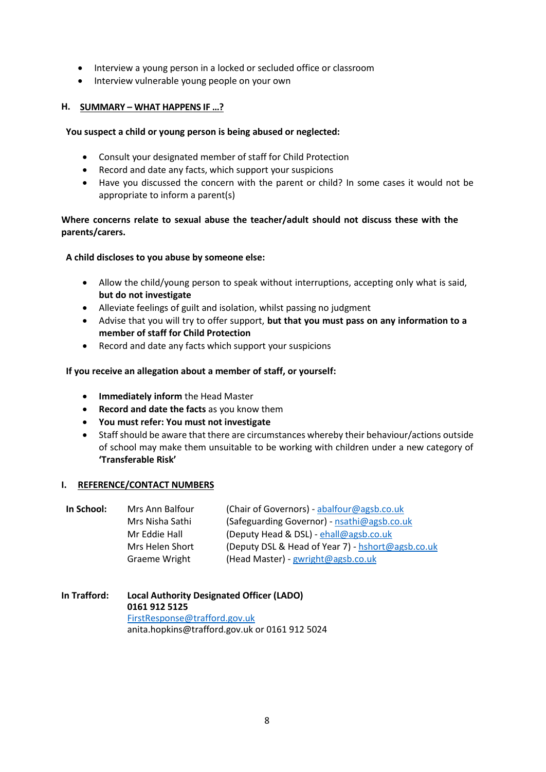- Interview a young person in a locked or secluded office or classroom
- Interview vulnerable young people on your own

## H. SUMMARY – WHAT HAPPENS IF …?

**You suspect a child or young person is being abused or neglected:**

- Consult your designated member of staff for Child Protection
- Record and date any facts, which support your suspicions
- Have you discussed the concern with the parent or child? In some cases it would not be appropriate to inform a parent(s)

**Where concerns relate to sexual abuse the teacher/adult should not discuss these with the parents/carers.**

**A child discloses to you abuse by someone else:**

- Allow the child/young person to speak without interruptions, accepting only what is said, **but do not investigate**
- Alleviate feelings of guilt and isolation, whilst passing no judgment
- Advise that you will try to offer support, **but that you must pass on any information to a member of staff for Child Protection**
- Record and date any facts which support your suspicions

**If you receive an allegation about a member of staff, or yourself:**

- **Immediately inform** the Head Master
- **Record and date the facts** as you know them
- **You must refer: You must not investigate**
- Staff should be aware that there are circumstances whereby their behaviour/actions outside of school may make them unsuitable to be working with children under a new category of **'Transferable Risk'**

## I. REFERENCE/CONTACT NUMBERS

| | | |
|---|---|---|
| **In School:** | Mrs Ann Balfour | (Chair of Governors) - abalfour@agsb.co.uk |
| | Mrs Nisha Sathi | (Safeguarding Governor) - nsathi@agsb.co.uk |
| | Mr Eddie Hall | (Deputy Head & DSL) - ehall@agsb.co.uk |
| | Mrs Helen Short | (Deputy DSL & Head of Year 7) - hshort@agsb.co.uk |
| | Graeme Wright | (Head Master) - gwright@agsb.co.uk |

**In Trafford:** **Local Authority Designated Officer (LADO)**
**0161 912 5125**
FirstResponse@trafford.gov.uk
anita.hopkins@trafford.gov.uk or 0161 912 5024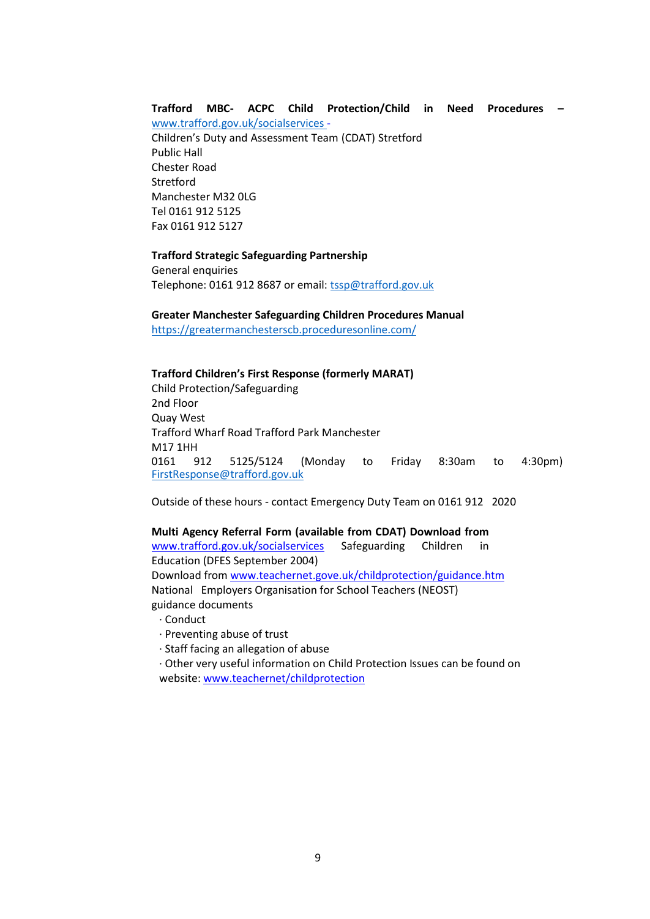**Trafford MBC- ACPC Child Protection/Child in Need Procedures –**
www.trafford.gov.uk/socialservices -
Children's Duty and Assessment Team (CDAT) Stretford
Public Hall
Chester Road
Stretford
Manchester M32 0LG
Tel 0161 912 5125
Fax 0161 912 5127

**Trafford Strategic Safeguarding Partnership**
General enquiries
Telephone: 0161 912 8687 or email: tssp@trafford.gov.uk

**Greater Manchester Safeguarding Children Procedures Manual**
https://greatermanchesterscb.proceduresonline.com/

**Trafford Children's First Response (formerly MARAT)**
Child Protection/Safeguarding
2nd Floor
Quay West
Trafford Wharf Road Trafford Park Manchester
M17 1HH
0161 912 5125/5124 (Monday to Friday 8:30am to 4:30pm)
FirstResponse@trafford.gov.uk

Outside of these hours - contact Emergency Duty Team on 0161 912 2020

**Multi Agency Referral Form (available from CDAT) Download from**
www.trafford.gov.uk/socialservices Safeguarding Children in Education (DFES September 2004)
Download from www.teachernet.gove.uk/childprotection/guidance.htm
National Employers Organisation for School Teachers (NEOST) guidance documents

- Conduct
- Preventing abuse of trust
- Staff facing an allegation of abuse
- Other very useful information on Child Protection Issues can be found on website: www.teachernet/childprotection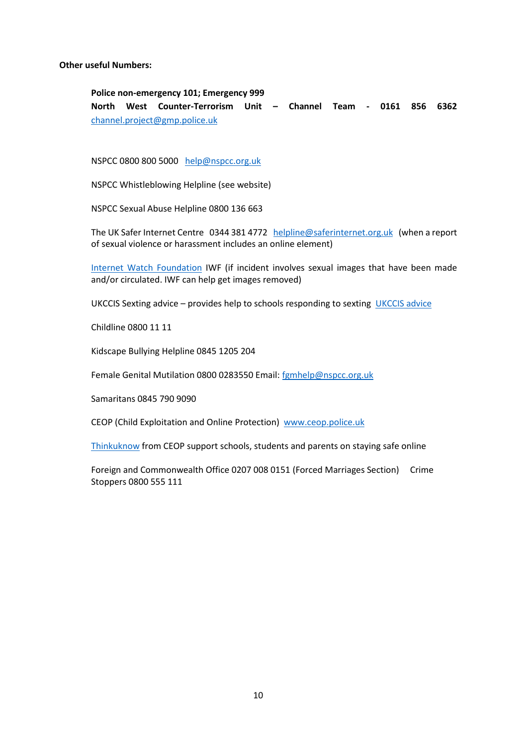**Other useful Numbers:**

**Police non-emergency 101; Emergency 999**
**North West Counter-Terrorism Unit – Channel Team - 0161 856 6362**
channel.project@gmp.police.uk

NSPCC 0800 800 5000 help@nspcc.org.uk

NSPCC Whistleblowing Helpline (see website)

NSPCC Sexual Abuse Helpline 0800 136 663

The UK Safer Internet Centre 0344 381 4772 helpline@saferinternet.org.uk (when a report of sexual violence or harassment includes an online element)

Internet Watch Foundation IWF (if incident involves sexual images that have been made and/or circulated. IWF can help get images removed)

UKCCIS Sexting advice – provides help to schools responding to sexting UKCCIS advice

Childline 0800 11 11

Kidscape Bullying Helpline 0845 1205 204

Female Genital Mutilation 0800 0283550 Email: fgmhelp@nspcc.org.uk

Samaritans 0845 790 9090

CEOP (Child Exploitation and Online Protection) www.ceop.police.uk

Thinkuknow from CEOP support schools, students and parents on staying safe online

Foreign and Commonwealth Office 0207 008 0151 (Forced Marriages Section) Crime Stoppers 0800 555 111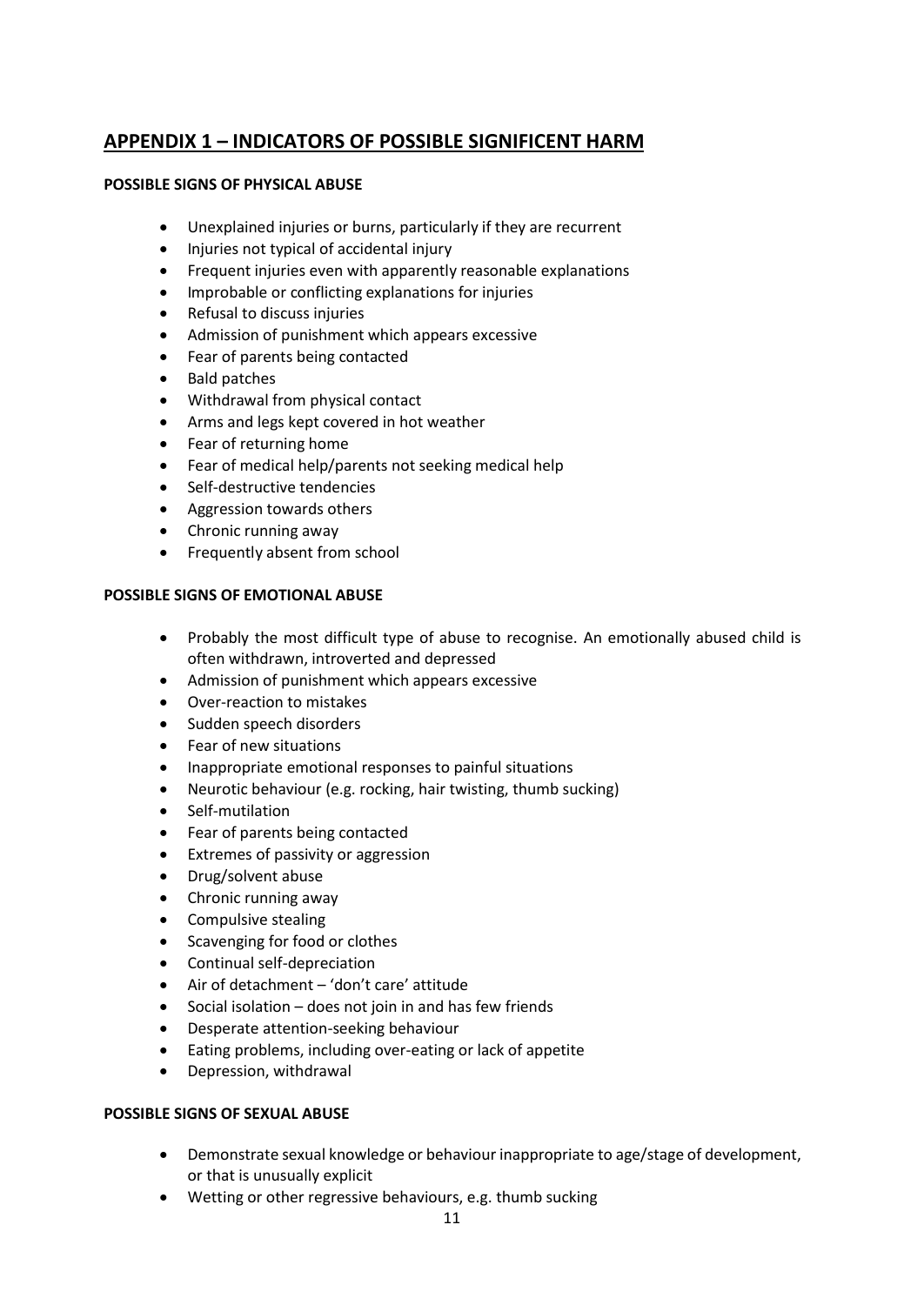## APPENDIX 1 – INDICATORS OF POSSIBLE SIGNIFICENT HARM

**POSSIBLE SIGNS OF PHYSICAL ABUSE**

- Unexplained injuries or burns, particularly if they are recurrent
- Injuries not typical of accidental injury
- Frequent injuries even with apparently reasonable explanations
- Improbable or conflicting explanations for injuries
- Refusal to discuss injuries
- Admission of punishment which appears excessive
- Fear of parents being contacted
- Bald patches
- Withdrawal from physical contact
- Arms and legs kept covered in hot weather
- Fear of returning home
- Fear of medical help/parents not seeking medical help
- Self-destructive tendencies
- Aggression towards others
- Chronic running away
- Frequently absent from school

**POSSIBLE SIGNS OF EMOTIONAL ABUSE**

- Probably the most difficult type of abuse to recognise. An emotionally abused child is often withdrawn, introverted and depressed
- Admission of punishment which appears excessive
- Over-reaction to mistakes
- Sudden speech disorders
- Fear of new situations
- Inappropriate emotional responses to painful situations
- Neurotic behaviour (e.g. rocking, hair twisting, thumb sucking)
- Self-mutilation
- Fear of parents being contacted
- Extremes of passivity or aggression
- Drug/solvent abuse
- Chronic running away
- Compulsive stealing
- Scavenging for food or clothes
- Continual self-depreciation
- Air of detachment – 'don't care' attitude
- Social isolation – does not join in and has few friends
- Desperate attention-seeking behaviour
- Eating problems, including over-eating or lack of appetite
- Depression, withdrawal

**POSSIBLE SIGNS OF SEXUAL ABUSE**

- Demonstrate sexual knowledge or behaviour inappropriate to age/stage of development, or that is unusually explicit
- Wetting or other regressive behaviours, e.g. thumb sucking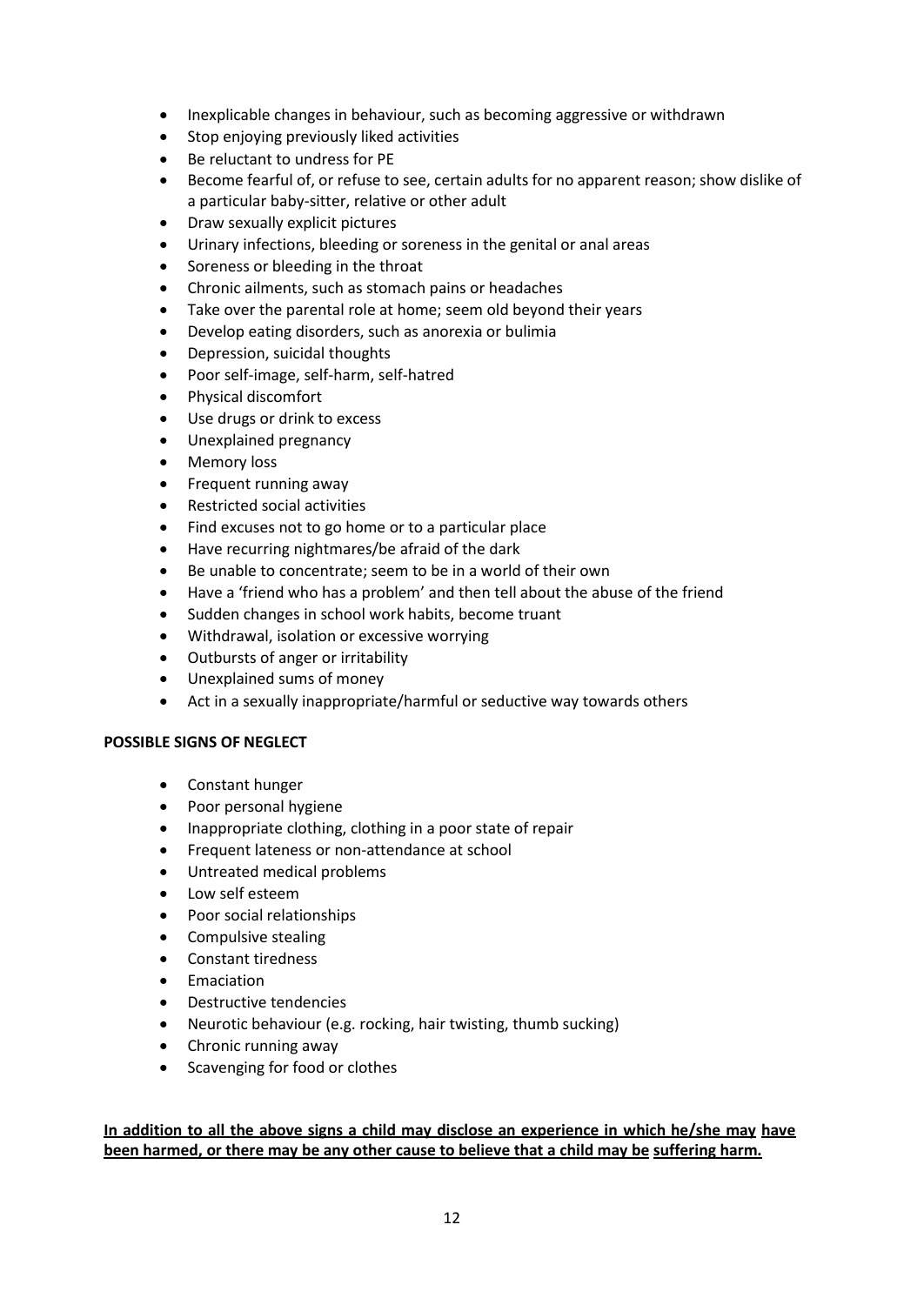- Inexplicable changes in behaviour, such as becoming aggressive or withdrawn
- Stop enjoying previously liked activities
- Be reluctant to undress for PE
- Become fearful of, or refuse to see, certain adults for no apparent reason; show dislike of a particular baby-sitter, relative or other adult
- Draw sexually explicit pictures
- Urinary infections, bleeding or soreness in the genital or anal areas
- Soreness or bleeding in the throat
- Chronic ailments, such as stomach pains or headaches
- Take over the parental role at home; seem old beyond their years
- Develop eating disorders, such as anorexia or bulimia
- Depression, suicidal thoughts
- Poor self-image, self-harm, self-hatred
- Physical discomfort
- Use drugs or drink to excess
- Unexplained pregnancy
- Memory loss
- Frequent running away
- Restricted social activities
- Find excuses not to go home or to a particular place
- Have recurring nightmares/be afraid of the dark
- Be unable to concentrate; seem to be in a world of their own
- Have a 'friend who has a problem' and then tell about the abuse of the friend
- Sudden changes in school work habits, become truant
- Withdrawal, isolation or excessive worrying
- Outbursts of anger or irritability
- Unexplained sums of money
- Act in a sexually inappropriate/harmful or seductive way towards others

**POSSIBLE SIGNS OF NEGLECT**

- Constant hunger
- Poor personal hygiene
- Inappropriate clothing, clothing in a poor state of repair
- Frequent lateness or non-attendance at school
- Untreated medical problems
- Low self esteem
- Poor social relationships
- Compulsive stealing
- Constant tiredness
- Emaciation
- Destructive tendencies
- Neurotic behaviour (e.g. rocking, hair twisting, thumb sucking)
- Chronic running away
- Scavenging for food or clothes

**<u>In addition to all the above signs a child may disclose an experience in which he/she may have been harmed, or there may be any other cause to believe that a child may be suffering harm.</u>**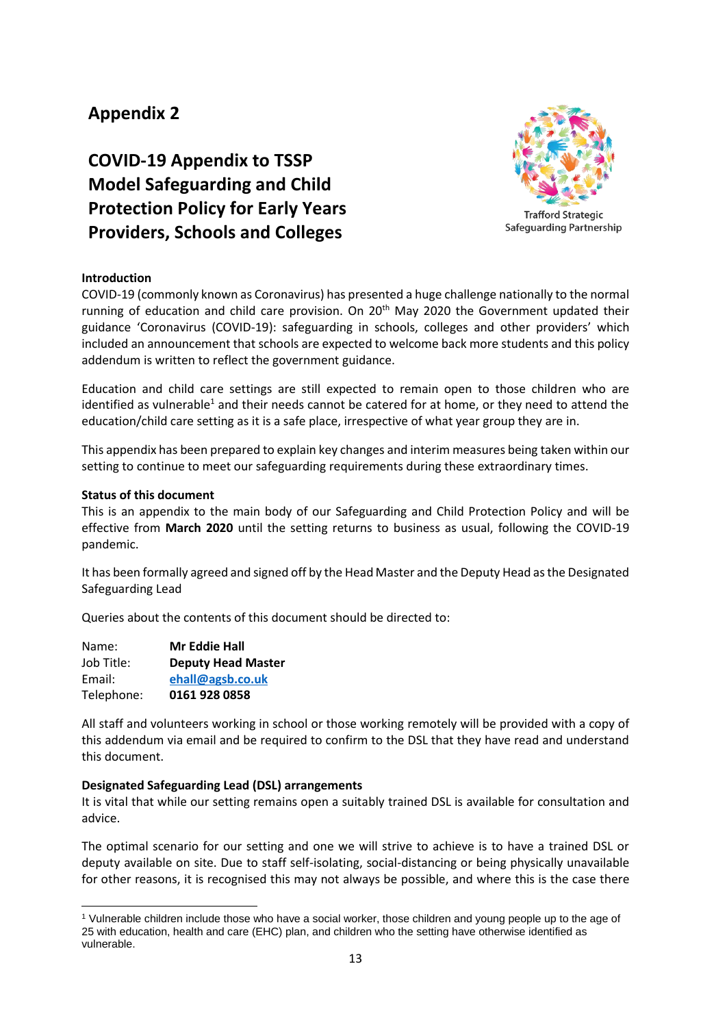# Appendix 2

## COVID-19 Appendix to TSSP Model Safeguarding and Child Protection Policy for Early Years Providers, Schools and Colleges

Trafford Strategic Safeguarding Partnership

**Introduction**

COVID-19 (commonly known as Coronavirus) has presented a huge challenge nationally to the normal running of education and child care provision. On 20th May 2020 the Government updated their guidance 'Coronavirus (COVID-19): safeguarding in schools, colleges and other providers' which included an announcement that schools are expected to welcome back more students and this policy addendum is written to reflect the government guidance.

Education and child care settings are still expected to remain open to those children who are identified as vulnerable[1] and their needs cannot be catered for at home, or they need to attend the education/child care setting as it is a safe place, irrespective of what year group they are in.

This appendix has been prepared to explain key changes and interim measures being taken within our setting to continue to meet our safeguarding requirements during these extraordinary times.

**Status of this document**

This is an appendix to the main body of our Safeguarding and Child Protection Policy and will be effective from **March 2020** until the setting returns to business as usual, following the COVID-19 pandemic.

It has been formally agreed and signed off by the Head Master and the Deputy Head as the Designated Safeguarding Lead

Queries about the contents of this document should be directed to:

| | |
|---|---|
| Name: | **Mr Eddie Hall** |
| Job Title: | **Deputy Head Master** |
| Email: | **ehall@agsb.co.uk** |
| Telephone: | **0161 928 0858** |

All staff and volunteers working in school or those working remotely will be provided with a copy of this addendum via email and be required to confirm to the DSL that they have read and understand this document.

**Designated Safeguarding Lead (DSL) arrangements**

It is vital that while our setting remains open a suitably trained DSL is available for consultation and advice.

The optimal scenario for our setting and one we will strive to achieve is to have a trained DSL or deputy available on site. Due to staff self-isolating, social-distancing or being physically unavailable for other reasons, it is recognised this may not always be possible, and where this is the case there

[1] Vulnerable children include those who have a social worker, those children and young people up to the age of 25 with education, health and care (EHC) plan, and children who the setting have otherwise identified as vulnerable.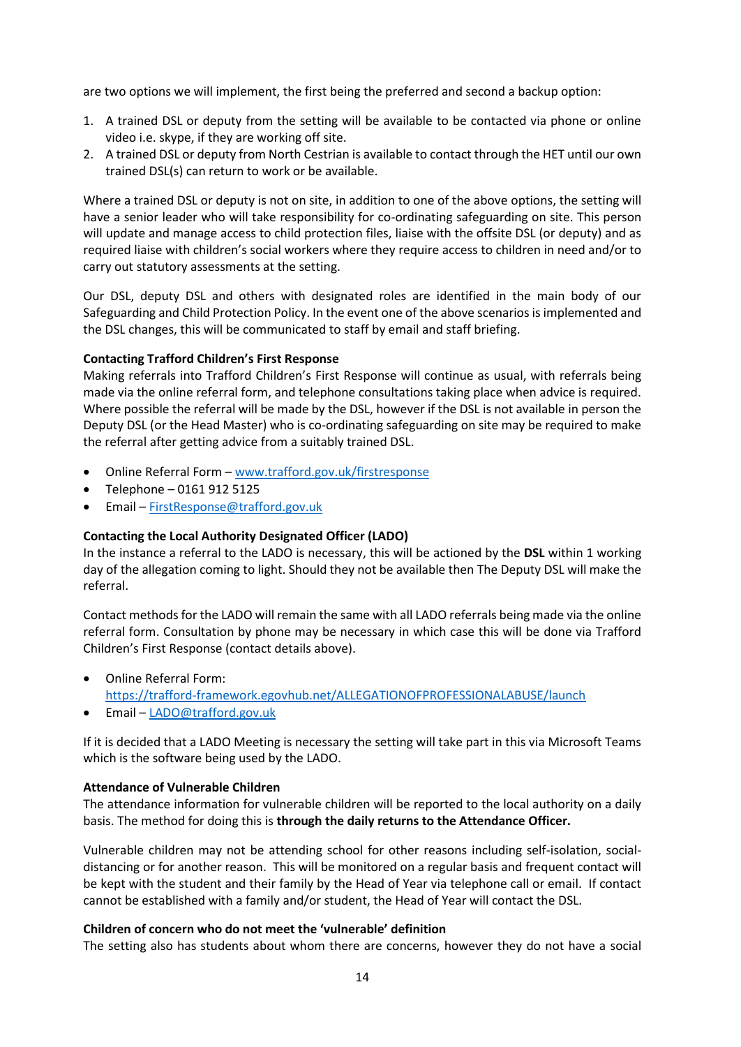are two options we will implement, the first being the preferred and second a backup option:

1. A trained DSL or deputy from the setting will be available to be contacted via phone or online video i.e. skype, if they are working off site.
2. A trained DSL or deputy from North Cestrian is available to contact through the HET until our own trained DSL(s) can return to work or be available.

Where a trained DSL or deputy is not on site, in addition to one of the above options, the setting will have a senior leader who will take responsibility for co-ordinating safeguarding on site. This person will update and manage access to child protection files, liaise with the offsite DSL (or deputy) and as required liaise with children's social workers where they require access to children in need and/or to carry out statutory assessments at the setting.

Our DSL, deputy DSL and others with designated roles are identified in the main body of our Safeguarding and Child Protection Policy. In the event one of the above scenarios is implemented and the DSL changes, this will be communicated to staff by email and staff briefing.

**Contacting Trafford Children's First Response**

Making referrals into Trafford Children's First Response will continue as usual, with referrals being made via the online referral form, and telephone consultations taking place when advice is required. Where possible the referral will be made by the DSL, however if the DSL is not available in person the Deputy DSL (or the Head Master) who is co-ordinating safeguarding on site may be required to make the referral after getting advice from a suitably trained DSL.

- Online Referral Form – www.trafford.gov.uk/firstresponse
- Telephone – 0161 912 5125
- Email – FirstResponse@trafford.gov.uk

**Contacting the Local Authority Designated Officer (LADO)**

In the instance a referral to the LADO is necessary, this will be actioned by the **DSL** within 1 working day of the allegation coming to light. Should they not be available then The Deputy DSL will make the referral.

Contact methods for the LADO will remain the same with all LADO referrals being made via the online referral form. Consultation by phone may be necessary in which case this will be done via Trafford Children's First Response (contact details above).

- Online Referral Form: https://trafford-framework.egovhub.net/ALLEGATIONOFPROFESSIONALABUSE/launch
- Email – LADO@trafford.gov.uk

If it is decided that a LADO Meeting is necessary the setting will take part in this via Microsoft Teams which is the software being used by the LADO.

**Attendance of Vulnerable Children**

The attendance information for vulnerable children will be reported to the local authority on a daily basis. The method for doing this is **through the daily returns to the Attendance Officer.**

Vulnerable children may not be attending school for other reasons including self-isolation, social-distancing or for another reason. This will be monitored on a regular basis and frequent contact will be kept with the student and their family by the Head of Year via telephone call or email. If contact cannot be established with a family and/or student, the Head of Year will contact the DSL.

**Children of concern who do not meet the 'vulnerable' definition**

The setting also has students about whom there are concerns, however they do not have a social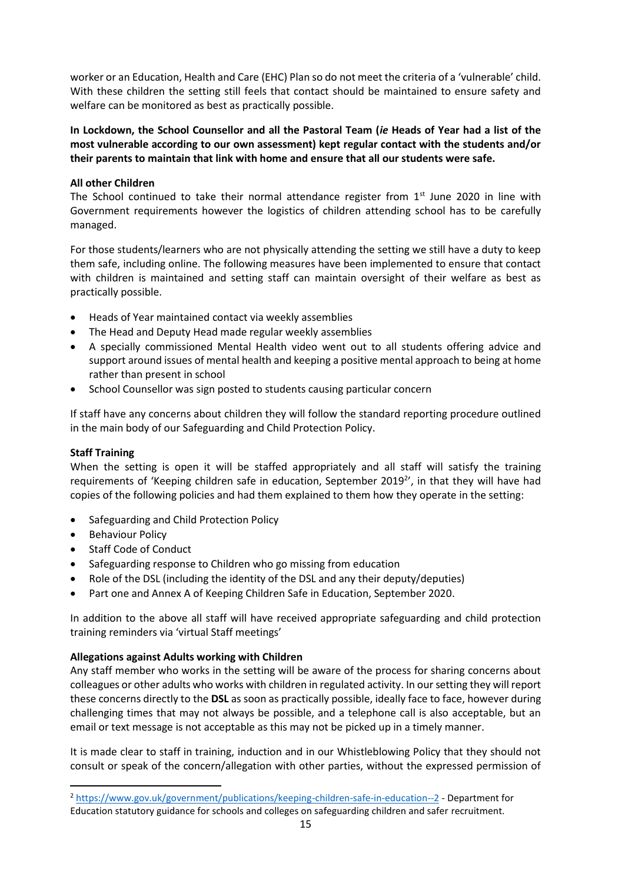worker or an Education, Health and Care (EHC) Plan so do not meet the criteria of a 'vulnerable' child. With these children the setting still feels that contact should be maintained to ensure safety and welfare can be monitored as best as practically possible.

**In Lockdown, the School Counsellor and all the Pastoral Team (*ie* Heads of Year had a list of the most vulnerable according to our own assessment) kept regular contact with the students and/or their parents to maintain that link with home and ensure that all our students were safe.**

**All other Children**

The School continued to take their normal attendance register from 1st June 2020 in line with Government requirements however the logistics of children attending school has to be carefully managed.

For those students/learners who are not physically attending the setting we still have a duty to keep them safe, including online. The following measures have been implemented to ensure that contact with children is maintained and setting staff can maintain oversight of their welfare as best as practically possible.

- Heads of Year maintained contact via weekly assemblies
- The Head and Deputy Head made regular weekly assemblies
- A specially commissioned Mental Health video went out to all students offering advice and support around issues of mental health and keeping a positive mental approach to being at home rather than present in school
- School Counsellor was sign posted to students causing particular concern

If staff have any concerns about children they will follow the standard reporting procedure outlined in the main body of our Safeguarding and Child Protection Policy.

**Staff Training**

When the setting is open it will be staffed appropriately and all staff will satisfy the training requirements of 'Keeping children safe in education, September 2019[2]', in that they will have had copies of the following policies and had them explained to them how they operate in the setting:

- Safeguarding and Child Protection Policy
- Behaviour Policy
- Staff Code of Conduct
- Safeguarding response to Children who go missing from education
- Role of the DSL (including the identity of the DSL and any their deputy/deputies)
- Part one and Annex A of Keeping Children Safe in Education, September 2020.

In addition to the above all staff will have received appropriate safeguarding and child protection training reminders via 'virtual Staff meetings'

**Allegations against Adults working with Children**

Any staff member who works in the setting will be aware of the process for sharing concerns about colleagues or other adults who works with children in regulated activity. In our setting they will report these concerns directly to the **DSL** as soon as practically possible, ideally face to face, however during challenging times that may not always be possible, and a telephone call is also acceptable, but an email or text message is not acceptable as this may not be picked up in a timely manner.

It is made clear to staff in training, induction and in our Whistleblowing Policy that they should not consult or speak of the concern/allegation with other parties, without the expressed permission of

---

[2] https://www.gov.uk/government/publications/keeping-children-safe-in-education--2 - Department for Education statutory guidance for schools and colleges on safeguarding children and safer recruitment.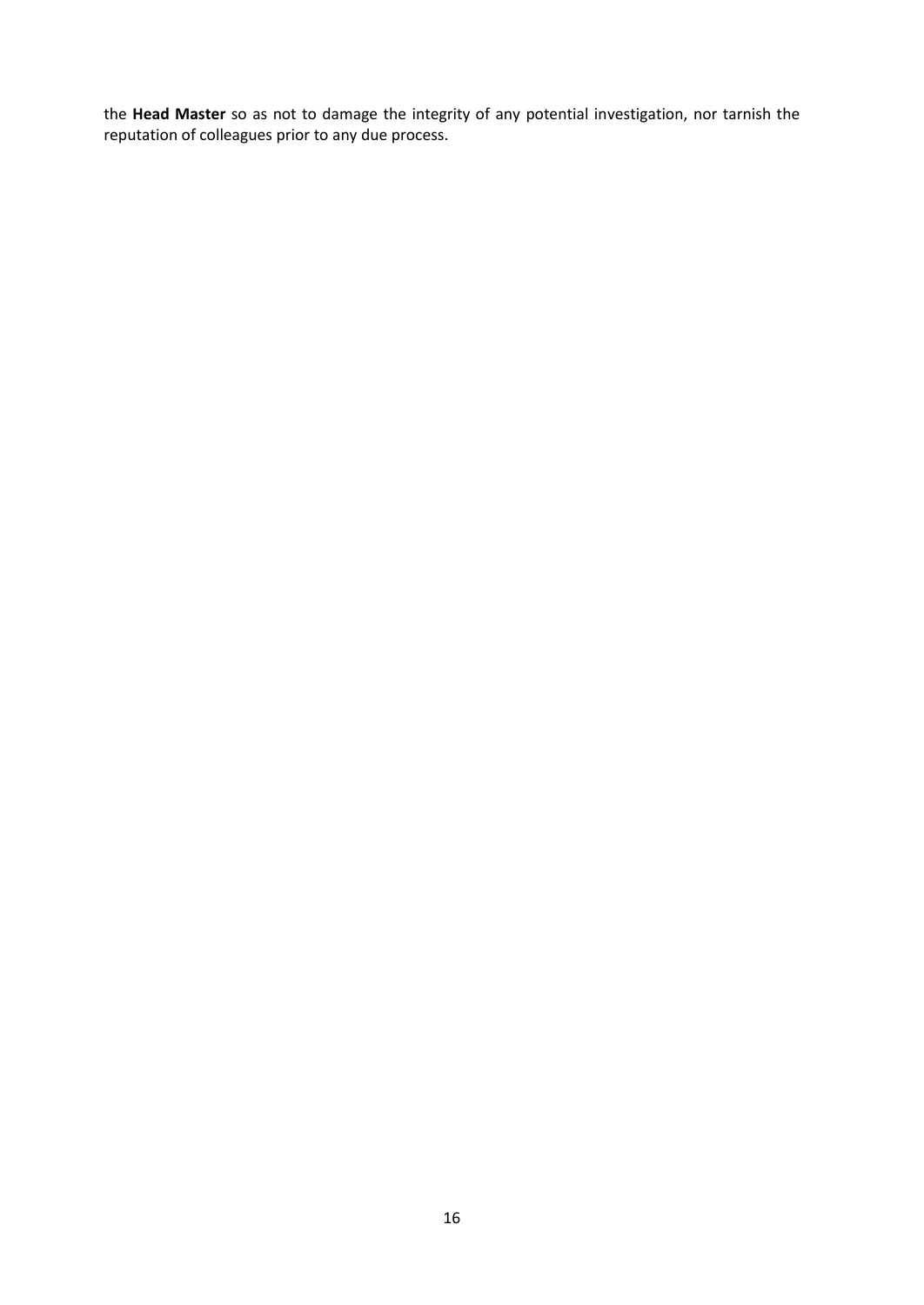the **Head Master** so as not to damage the integrity of any potential investigation, nor tarnish the reputation of colleagues prior to any due process.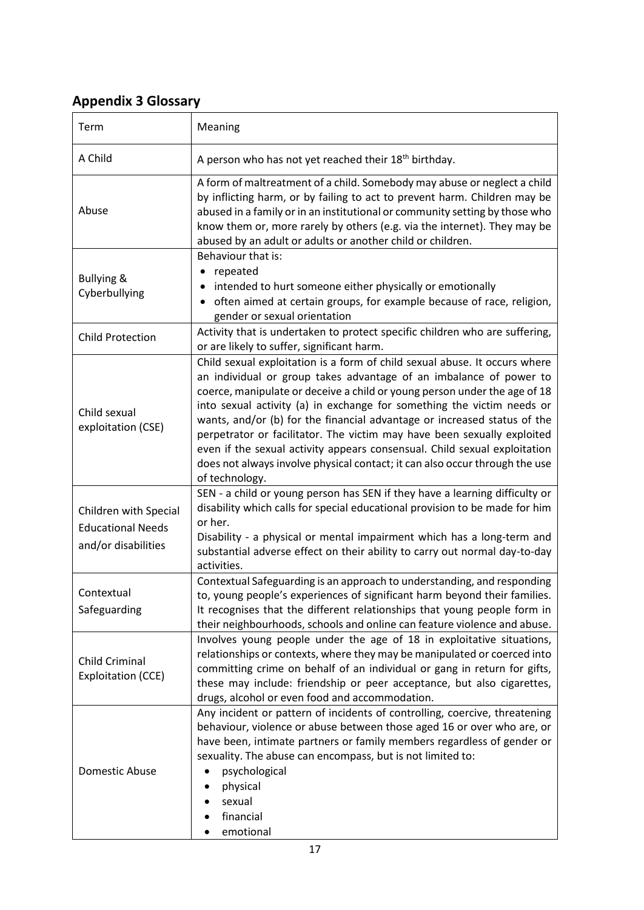## Appendix 3 Glossary

| Term | Meaning |
|---|---|
| A Child | A person who has not yet reached their 18th birthday. |
| Abuse | A form of maltreatment of a child. Somebody may abuse or neglect a child by inflicting harm, or by failing to act to prevent harm. Children may be abused in a family or in an institutional or community setting by those who know them or, more rarely by others (e.g. via the internet). They may be abused by an adult or adults or another child or children. |
| Bullying & Cyberbullying | Behaviour that is:<br>• repeated<br>• intended to hurt someone either physically or emotionally<br>• often aimed at certain groups, for example because of race, religion, gender or sexual orientation |
| Child Protection | Activity that is undertaken to protect specific children who are suffering, or are likely to suffer, significant harm. |
| Child sexual exploitation (CSE) | Child sexual exploitation is a form of child sexual abuse. It occurs where an individual or group takes advantage of an imbalance of power to coerce, manipulate or deceive a child or young person under the age of 18 into sexual activity (a) in exchange for something the victim needs or wants, and/or (b) for the financial advantage or increased status of the perpetrator or facilitator. The victim may have been sexually exploited even if the sexual activity appears consensual. Child sexual exploitation does not always involve physical contact; it can also occur through the use of technology. |
| Children with Special Educational Needs and/or disabilities | SEN - a child or young person has SEN if they have a learning difficulty or disability which calls for special educational provision to be made for him or her.<br>Disability - a physical or mental impairment which has a long-term and substantial adverse effect on their ability to carry out normal day-to-day activities. |
| Contextual Safeguarding | Contextual Safeguarding is an approach to understanding, and responding to, young people's experiences of significant harm beyond their families. It recognises that the different relationships that young people form in their neighbourhoods, schools and online can feature violence and abuse. |
| Child Criminal Exploitation (CCE) | Involves young people under the age of 18 in exploitative situations, relationships or contexts, where they may be manipulated or coerced into committing crime on behalf of an individual or gang in return for gifts, these may include: friendship or peer acceptance, but also cigarettes, drugs, alcohol or even food and accommodation. |
| Domestic Abuse | Any incident or pattern of incidents of controlling, coercive, threatening behaviour, violence or abuse between those aged 16 or over who are, or have been, intimate partners or family members regardless of gender or sexuality. The abuse can encompass, but is not limited to:<br>• psychological<br>• physical<br>• sexual<br>• financial<br>• emotional |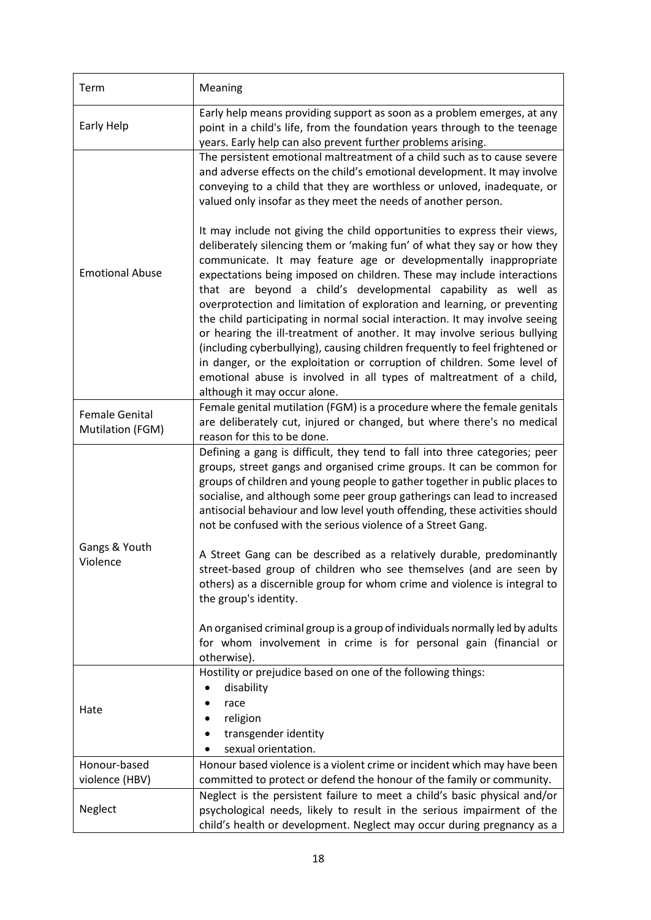| Term | Meaning |
| --- | --- |
| Early Help | Early help means providing support as soon as a problem emerges, at any point in a child's life, from the foundation years through to the teenage years. Early help can also prevent further problems arising. |
| Emotional Abuse | The persistent emotional maltreatment of a child such as to cause severe and adverse effects on the child's emotional development. It may involve conveying to a child that they are worthless or unloved, inadequate, or valued only insofar as they meet the needs of another person.<br><br>It may include not giving the child opportunities to express their views, deliberately silencing them or 'making fun' of what they say or how they communicate. It may feature age or developmentally inappropriate expectations being imposed on children. These may include interactions that are beyond a child's developmental capability as well as overprotection and limitation of exploration and learning, or preventing the child participating in normal social interaction. It may involve seeing or hearing the ill-treatment of another. It may involve serious bullying (including cyberbullying), causing children frequently to feel frightened or in danger, or the exploitation or corruption of children. Some level of emotional abuse is involved in all types of maltreatment of a child, although it may occur alone. |
| Female Genital Mutilation (FGM) | Female genital mutilation (FGM) is a procedure where the female genitals are deliberately cut, injured or changed, but where there's no medical reason for this to be done. |
| Gangs & Youth Violence | Defining a gang is difficult, they tend to fall into three categories; peer groups, street gangs and organised crime groups. It can be common for groups of children and young people to gather together in public places to socialise, and although some peer group gatherings can lead to increased antisocial behaviour and low level youth offending, these activities should not be confused with the serious violence of a Street Gang.<br><br>A Street Gang can be described as a relatively durable, predominantly street-based group of children who see themselves (and are seen by others) as a discernible group for whom crime and violence is integral to the group's identity.<br><br>An organised criminal group is a group of individuals normally led by adults for whom involvement in crime is for personal gain (financial or otherwise). |
| Hate | Hostility or prejudice based on one of the following things:<br>• disability<br>• race<br>• religion<br>• transgender identity<br>• sexual orientation. |
| Honour-based violence (HBV) | Honour based violence is a violent crime or incident which may have been committed to protect or defend the honour of the family or community. |
| Neglect | Neglect is the persistent failure to meet a child's basic physical and/or psychological needs, likely to result in the serious impairment of the child's health or development. Neglect may occur during pregnancy as a |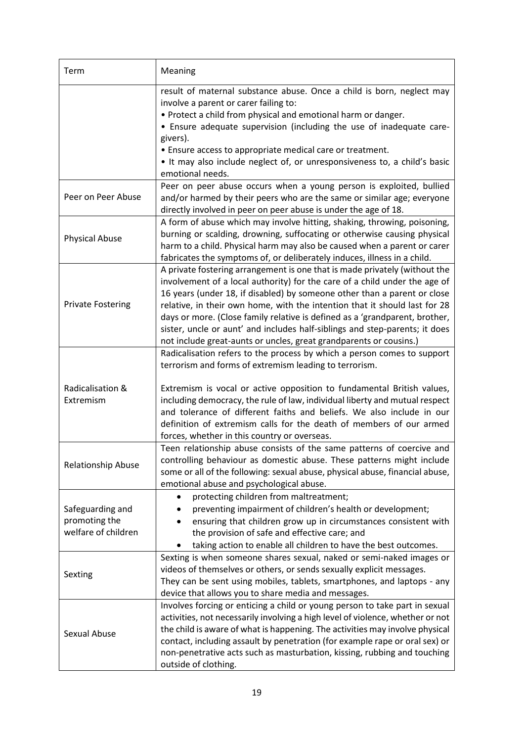| Term | Meaning |
|---|---|
| | result of maternal substance abuse. Once a child is born, neglect may involve a parent or carer failing to:<br>• Protect a child from physical and emotional harm or danger.<br>• Ensure adequate supervision (including the use of inadequate care-givers).<br>• Ensure access to appropriate medical care or treatment.<br>• It may also include neglect of, or unresponsiveness to, a child's basic emotional needs. |
| Peer on Peer Abuse | Peer on peer abuse occurs when a young person is exploited, bullied and/or harmed by their peers who are the same or similar age; everyone directly involved in peer on peer abuse is under the age of 18. |
| Physical Abuse | A form of abuse which may involve hitting, shaking, throwing, poisoning, burning or scalding, drowning, suffocating or otherwise causing physical harm to a child. Physical harm may also be caused when a parent or carer fabricates the symptoms of, or deliberately induces, illness in a child. |
| Private Fostering | A private fostering arrangement is one that is made privately (without the involvement of a local authority) for the care of a child under the age of 16 years (under 18, if disabled) by someone other than a parent or close relative, in their own home, with the intention that it should last for 28 days or more. (Close family relative is defined as a 'grandparent, brother, sister, uncle or aunt' and includes half-siblings and step-parents; it does not include great-aunts or uncles, great grandparents or cousins.) |
| Radicalisation & Extremism | Radicalisation refers to the process by which a person comes to support terrorism and forms of extremism leading to terrorism.<br><br>Extremism is vocal or active opposition to fundamental British values, including democracy, the rule of law, individual liberty and mutual respect and tolerance of different faiths and beliefs. We also include in our definition of extremism calls for the death of members of our armed forces, whether in this country or overseas. |
| Relationship Abuse | Teen relationship abuse consists of the same patterns of coercive and controlling behaviour as domestic abuse. These patterns might include some or all of the following: sexual abuse, physical abuse, financial abuse, emotional abuse and psychological abuse. |
| Safeguarding and promoting the welfare of children | • protecting children from maltreatment;<br>• preventing impairment of children's health or development;<br>• ensuring that children grow up in circumstances consistent with the provision of safe and effective care; and<br>• taking action to enable all children to have the best outcomes. |
| Sexting | Sexting is when someone shares sexual, naked or semi-naked images or videos of themselves or others, or sends sexually explicit messages.<br>They can be sent using mobiles, tablets, smartphones, and laptops - any device that allows you to share media and messages. |
| Sexual Abuse | Involves forcing or enticing a child or young person to take part in sexual activities, not necessarily involving a high level of violence, whether or not the child is aware of what is happening. The activities may involve physical contact, including assault by penetration (for example rape or oral sex) or non-penetrative acts such as masturbation, kissing, rubbing and touching outside of clothing. |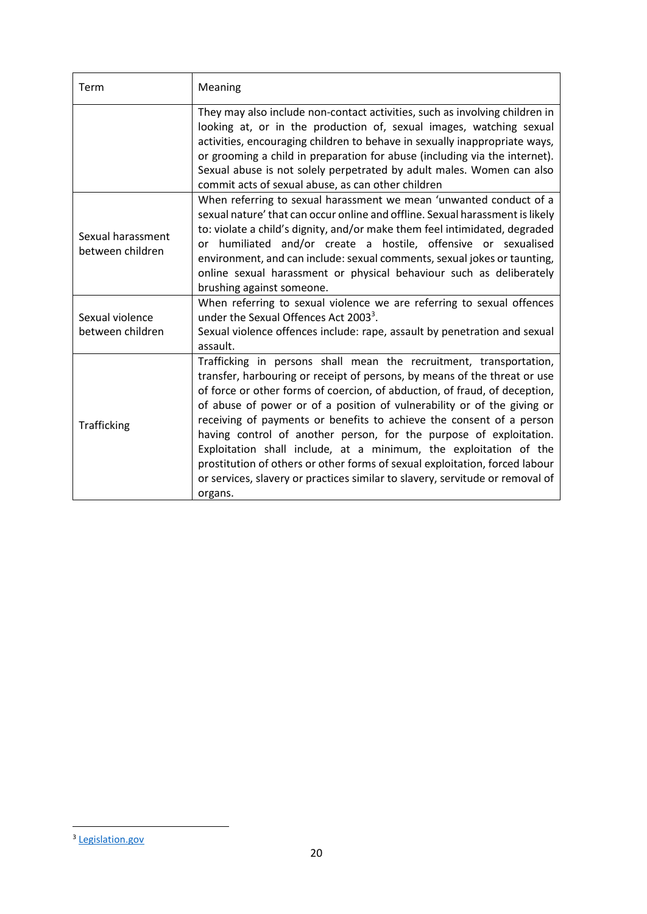| Term | Meaning |
| --- | --- |
| | They may also include non-contact activities, such as involving children in looking at, or in the production of, sexual images, watching sexual activities, encouraging children to behave in sexually inappropriate ways, or grooming a child in preparation for abuse (including via the internet). Sexual abuse is not solely perpetrated by adult males. Women can also commit acts of sexual abuse, as can other children |
| Sexual harassment between children | When referring to sexual harassment we mean 'unwanted conduct of a sexual nature' that can occur online and offline. Sexual harassment is likely to: violate a child's dignity, and/or make them feel intimidated, degraded or humiliated and/or create a hostile, offensive or sexualised environment, and can include: sexual comments, sexual jokes or taunting, online sexual harassment or physical behaviour such as deliberately brushing against someone. |
| Sexual violence between children | When referring to sexual violence we are referring to sexual offences under the Sexual Offences Act 2003[3]. Sexual violence offences include: rape, assault by penetration and sexual assault. |
| Trafficking | Trafficking in persons shall mean the recruitment, transportation, transfer, harbouring or receipt of persons, by means of the threat or use of force or other forms of coercion, of abduction, of fraud, of deception, of abuse of power or of a position of vulnerability or of the giving or receiving of payments or benefits to achieve the consent of a person having control of another person, for the purpose of exploitation. Exploitation shall include, at a minimum, the exploitation of the prostitution of others or other forms of sexual exploitation, forced labour or services, slavery or practices similar to slavery, servitude or removal of organs. |

[3] Legislation.gov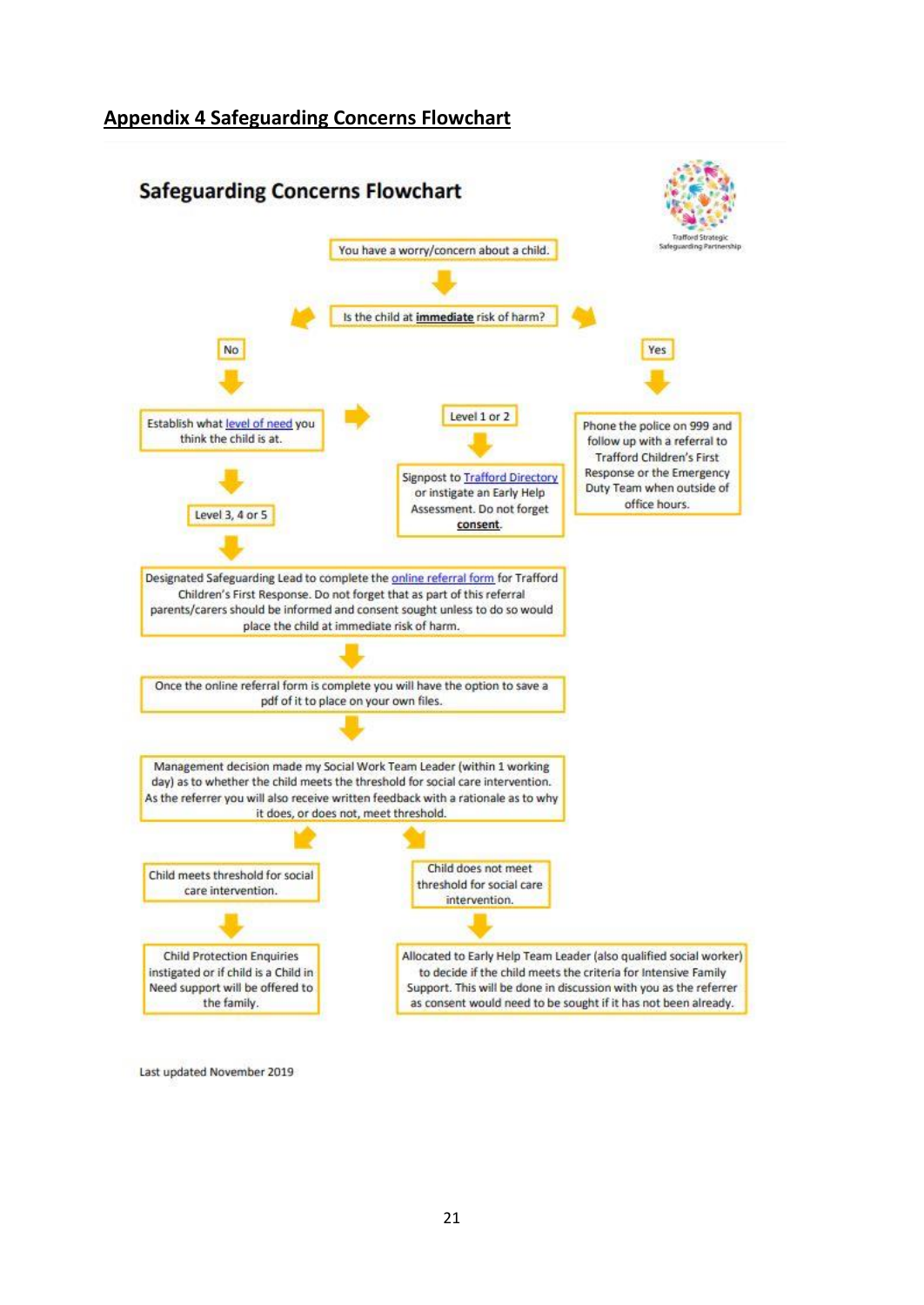## Appendix 4 Safeguarding Concerns Flowchart

### Safeguarding Concerns Flowchart

Trafford Strategic Safeguarding Partnership

You have a worry/concern about a child.

↓

Is the child at **immediate** risk of harm?

**No**

↓

Establish what level of need you think the child is at.

→ **Level 1 or 2**

↓

Signpost to Trafford Directory or instigate an Early Help Assessment. Do not forget **consent**.

↓ **Level 3, 4 or 5**

↓

Designated Safeguarding Lead to complete the online referral form for Trafford Children's First Response. Do not forget that as part of this referral parents/carers should be informed and consent sought unless to do so would place the child at immediate risk of harm.

↓

Once the online referral form is complete you will have the option to save a pdf of it to place on your own files.

↓

Management decision made my Social Work Team Leader (within 1 working day) as to whether the child meets the threshold for social care intervention. As the referrer you will also receive written feedback with a rationale as to why it does, or does not, meet threshold.

- Child meets threshold for social care intervention.
  ↓
  Child Protection Enquiries instigated or if child is a Child in Need support will be offered to the family.

- Child does not meet threshold for social care intervention.
  ↓
  Allocated to Early Help Team Leader (also qualified social worker) to decide if the child meets the criteria for Intensive Family Support. This will be done in discussion with you as the referrer as consent would need to be sought if it has not been already.

**Yes**

↓

Phone the police on 999 and follow up with a referral to Trafford Children's First Response or the Emergency Duty Team when outside of office hours.

Last updated November 2019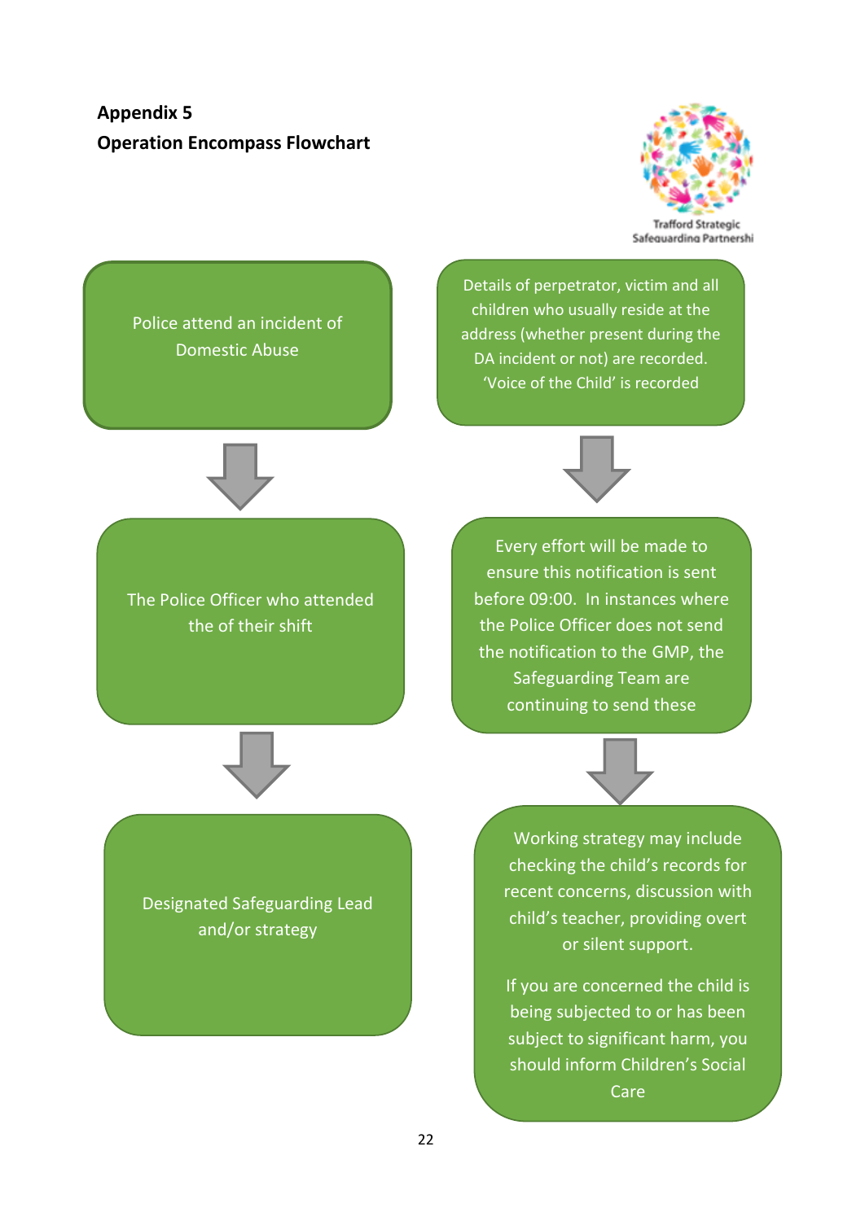**Appendix 5**

**Operation Encompass Flowchart**

Trafford Strategic Safeguarding Partnershi

Police attend an incident of Domestic Abuse

↓

The Police Officer who attended the of their shift

↓

Designated Safeguarding Lead and/or strategy

Details of perpetrator, victim and all children who usually reside at the address (whether present during the DA incident or not) are recorded. 'Voice of the Child' is recorded

↓

Every effort will be made to ensure this notification is sent before 09:00. In instances where the Police Officer does not send the notification to the GMP, the Safeguarding Team are continuing to send these

↓

Working strategy may include checking the child's records for recent concerns, discussion with child's teacher, providing overt or silent support.

If you are concerned the child is being subjected to or has been subject to significant harm, you should inform Children's Social Care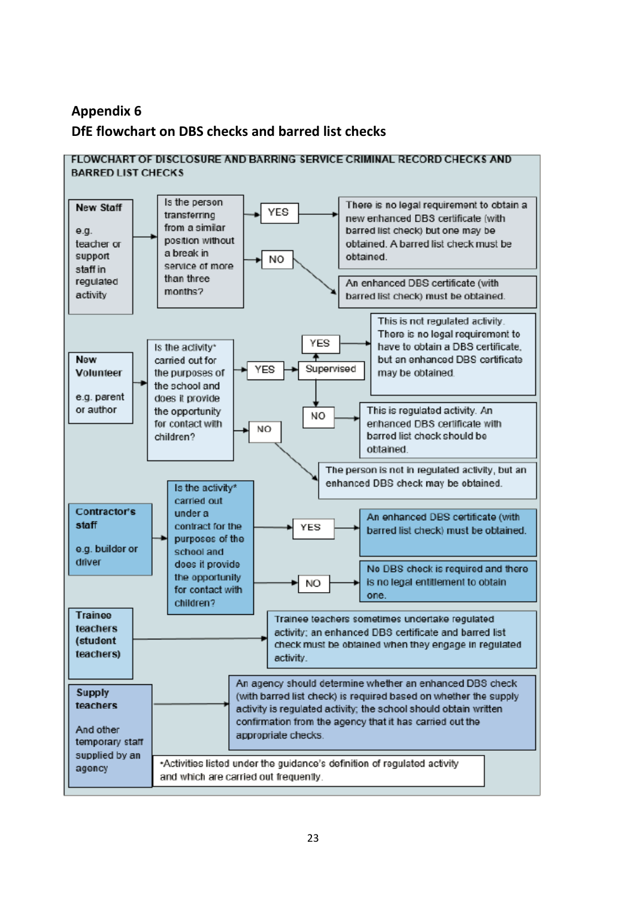## Appendix 6

## DfE flowchart on DBS checks and barred list checks

**FLOWCHART OF DISCLOSURE AND BARRING SERVICE CRIMINAL RECORD CHECKS AND BARRED LIST CHECKS**

**New Staff**

e.g. teacher or support staff in regulated activity

→ Is the person transferring from a similar position without a break in service of more than three months?

- YES → There is no legal requirement to obtain a new enhanced DBS certificate (with barred list check) but one may be obtained. A barred list check must be obtained.
- NO → An enhanced DBS certificate (with barred list check) must be obtained.

**New Volunteer**

e.g. parent or author

→ Is the activity* carried out for the purposes of the school and does it provide the opportunity for contact with children?

- YES → Supervised
  - YES → This is not regulated activity. There is no legal requirement to have to obtain a DBS certificate, but an enhanced DBS certificate may be obtained.
  - NO → This is regulated activity. An enhanced DBS certificate with barred list check should be obtained.
- NO → The person is not in regulated activity, but an enhanced DBS check may be obtained.

**Contractor's staff**

e.g. builder or driver

→ Is the activity* carried out under a contract for the purposes of the school and does it provide the opportunity for contact with children?

- YES → An enhanced DBS certificate (with barred list check) must be obtained.
- NO → No DBS check is required and there is no legal entitlement to obtain one.

**Trainee teachers (student teachers)**

→ Trainee teachers sometimes undertake regulated activity; an enhanced DBS certificate and barred list check must be obtained when they engage in regulated activity.

**Supply teachers**

And other temporary staff supplied by an agency

→ An agency should determine whether an enhanced DBS check (with barred list check) is required based on whether the supply activity is regulated activity; the school should obtain written confirmation from the agency that it has carried out the appropriate checks.

*Activities listed under the guidance's definition of regulated activity and which are carried out frequently.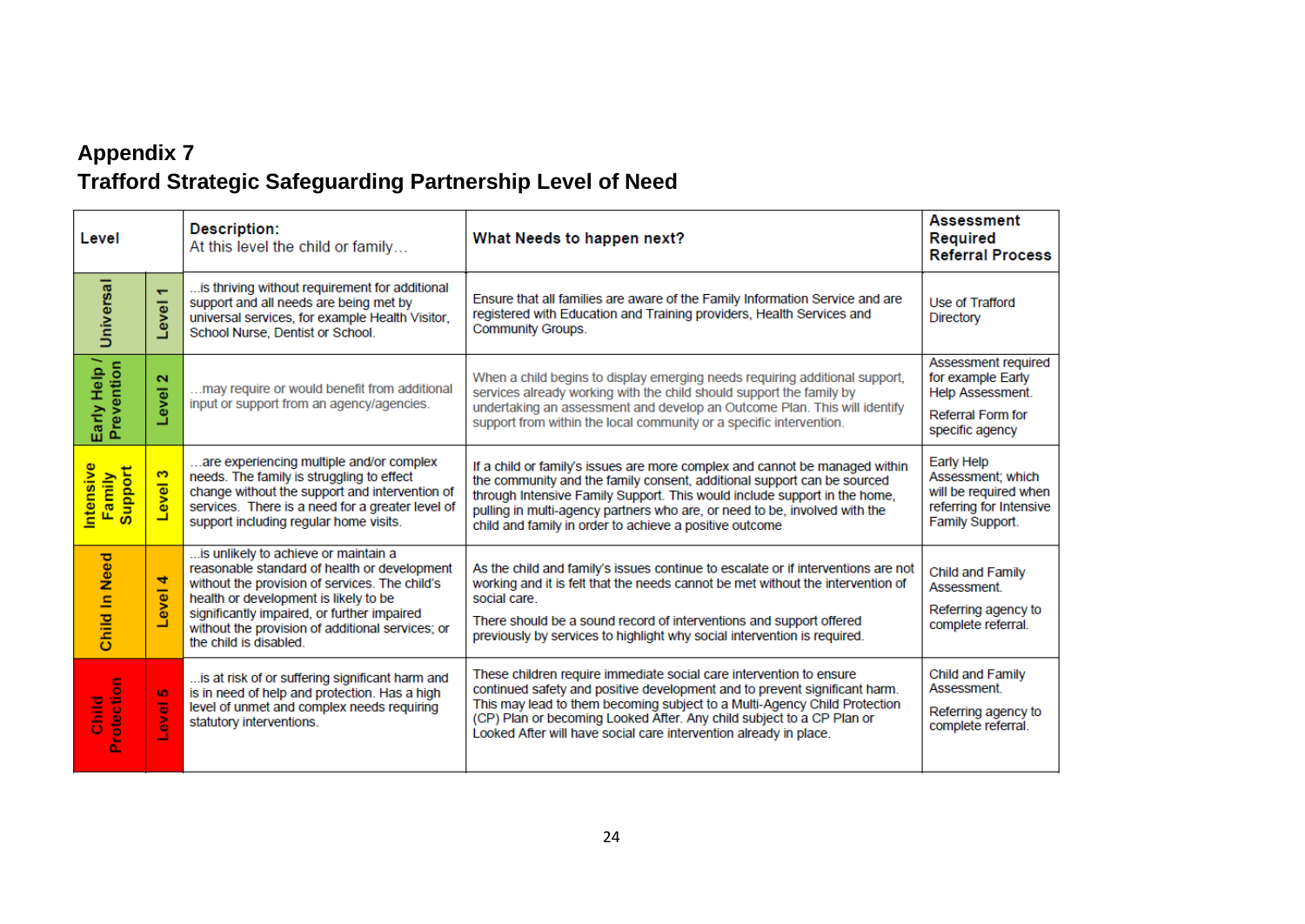# Appendix 7
## Trafford Strategic Safeguarding Partnership Level of Need

| Level | | Description: At this level the child or family… | What Needs to happen next? | Assessment Required Referral Process |
|---|---|---|---|---|
| Universal | Level 1 | ...is thriving without requirement for additional support and all needs are being met by universal services, for example Health Visitor, School Nurse, Dentist or School. | Ensure that all families are aware of the Family Information Service and are registered with Education and Training providers, Health Services and Community Groups. | Use of Trafford Directory |
| Early Help / Prevention | Level 2 | ...may require or would benefit from additional input or support from an agency/agencies. | When a child begins to display emerging needs requiring additional support, services already working with the child should support the family by undertaking an assessment and develop an Outcome Plan. This will identify support from within the local community or a specific intervention. | Assessment required for example Early Help Assessment.<br><br>Referral Form for specific agency |
| Intensive Family Support | Level 3 | …are experiencing multiple and/or complex needs. The family is struggling to effect change without the support and intervention of services. There is a need for a greater level of support including regular home visits. | If a child or family's issues are more complex and cannot be managed within the community and the family consent, additional support can be sourced through Intensive Family Support. This would include support in the home, pulling in multi-agency partners who are, or need to be, involved with the child and family in order to achieve a positive outcome | Early Help Assessment; which will be required when referring for Intensive Family Support. |
| Child In Need | Level 4 | ...is unlikely to achieve or maintain a reasonable standard of health or development without the provision of services. The child's health or development is likely to be significantly impaired, or further impaired without the provision of additional services; or the child is disabled. | As the child and family's issues continue to escalate or if interventions are not working and it is felt that the needs cannot be met without the intervention of social care.<br><br>There should be a sound record of interventions and support offered previously by services to highlight why social intervention is required. | Child and Family Assessment.<br><br>Referring agency to complete referral. |
| Child Protection | Level 5 | ...is at risk of or suffering significant harm and is in need of help and protection. Has a high level of unmet and complex needs requiring statutory interventions. | These children require immediate social care intervention to ensure continued safety and positive development and to prevent significant harm. This may lead to them becoming subject to a Multi-Agency Child Protection (CP) Plan or becoming Looked After. Any child subject to a CP Plan or Looked After will have social care intervention already in place. | Child and Family Assessment.<br><br>Referring agency to complete referral. |